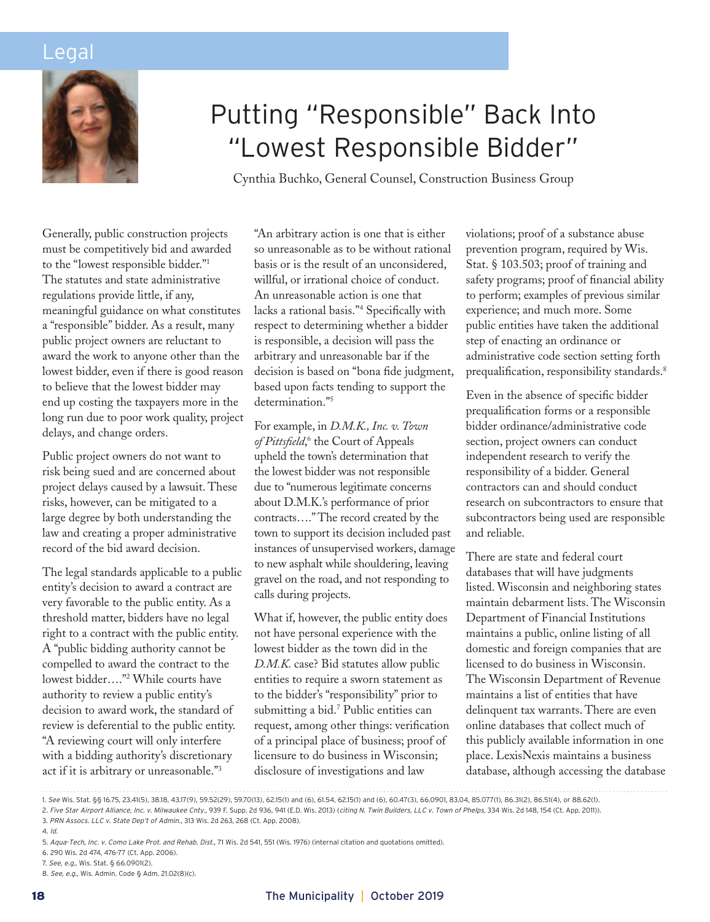Legal

# Putting "Responsible" Back Into "Lowest Responsible Bidder"

Cynthia Buchko, General Counsel, Construction Business Group

Generally, public construction projects must be competitively bid and awarded to the "lowest responsible bidder."[1] The statutes and state administrative regulations provide little, if any, meaningful guidance on what constitutes a "responsible" bidder. As a result, many public project owners are reluctant to award the work to anyone other than the lowest bidder, even if there is good reason to believe that the lowest bidder may end up costing the taxpayers more in the long run due to poor work quality, project delays, and change orders.

Public project owners do not want to risk being sued and are concerned about project delays caused by a lawsuit. These risks, however, can be mitigated to a large degree by both understanding the law and creating a proper administrative record of the bid award decision.

The legal standards applicable to a public entity's decision to award a contract are very favorable to the public entity. As a threshold matter, bidders have no legal right to a contract with the public entity. A "public bidding authority cannot be compelled to award the contract to the lowest bidder…."[2] While courts have authority to review a public entity's decision to award work, the standard of review is deferential to the public entity. "A reviewing court will only interfere with a bidding authority's discretionary act if it is arbitrary or unreasonable."[3] "An arbitrary action is one that is either so unreasonable as to be without rational basis or is the result of an unconsidered, willful, or irrational choice of conduct. An unreasonable action is one that lacks a rational basis."[4] Specifically with respect to determining whether a bidder is responsible, a decision will pass the arbitrary and unreasonable bar if the decision is based on "bona fide judgment, based upon facts tending to support the determination."[5]

For example, in *D.M.K., Inc. v. Town of Pittsfield*,[6] the Court of Appeals upheld the town's determination that the lowest bidder was not responsible due to "numerous legitimate concerns about D.M.K.'s performance of prior contracts…." The record created by the town to support its decision included past instances of unsupervised workers, damage to new asphalt while shouldering, leaving gravel on the road, and not responding to calls during projects.

What if, however, the public entity does not have personal experience with the lowest bidder as the town did in the *D.M.K.* case? Bid statutes allow public entities to require a sworn statement as to the bidder's "responsibility" prior to submitting a bid.[7] Public entities can request, among other things: verification of a principal place of business; proof of licensure to do business in Wisconsin; disclosure of investigations and law violations; proof of a substance abuse prevention program, required by Wis. Stat. § 103.503; proof of training and safety programs; proof of financial ability to perform; examples of previous similar experience; and much more. Some public entities have taken the additional step of enacting an ordinance or administrative code section setting forth prequalification, responsibility standards.[8]

Even in the absence of specific bidder prequalification forms or a responsible bidder ordinance/administrative code section, project owners can conduct independent research to verify the responsibility of a bidder. General contractors can and should conduct research on subcontractors to ensure that subcontractors being used are responsible and reliable.

There are state and federal court databases that will have judgments listed. Wisconsin and neighboring states maintain debarment lists. The Wisconsin Department of Financial Institutions maintains a public, online listing of all domestic and foreign companies that are licensed to do business in Wisconsin. The Wisconsin Department of Revenue maintains a list of entities that have delinquent tax warrants. There are even online databases that collect much of this publicly available information in one place. LexisNexis maintains a business database, although accessing the database

---

1. *See* Wis. Stat. §§ 16.75, 23.41(5), 38.18, 43.17(9), 59.52(29), 59.70(13), 62.15(1) and (6), 61.54, 62.15(1) and (6), 60.47(3), 66.0901, 83.04, 85.077(1), 86.31(2), 86.51(4), or 88.62(1).
2. *Five Star Airport Alliance, Inc. v. Milwaukee Cnty.*, 939 F. Supp. 2d 936, 941 (E.D. Wis. 2013) (*citing N. Twin Builders, LLC v. Town of Phelps*, 334 Wis. 2d 148, 154 (Ct. App. 2011)).
3. *PRN Assocs. LLC v. State Dep't of Admin.*, 313 Wis. 2d 263, 268 (Ct. App. 2008).
4. *Id.*
5. *Aqua-Tech, Inc. v. Como Lake Prot. and Rehab. Dist.*, 71 Wis. 2d 541, 551 (Wis. 1976) (internal citation and quotations omitted).
6. 290 Wis. 2d 474, 476-77 (Ct. App. 2006).
7. *See, e.g.,* Wis. Stat. § 66.0901(2).
8. *See, e.g.,* Wis. Admin. Code § Adm. 21.02(8)(c).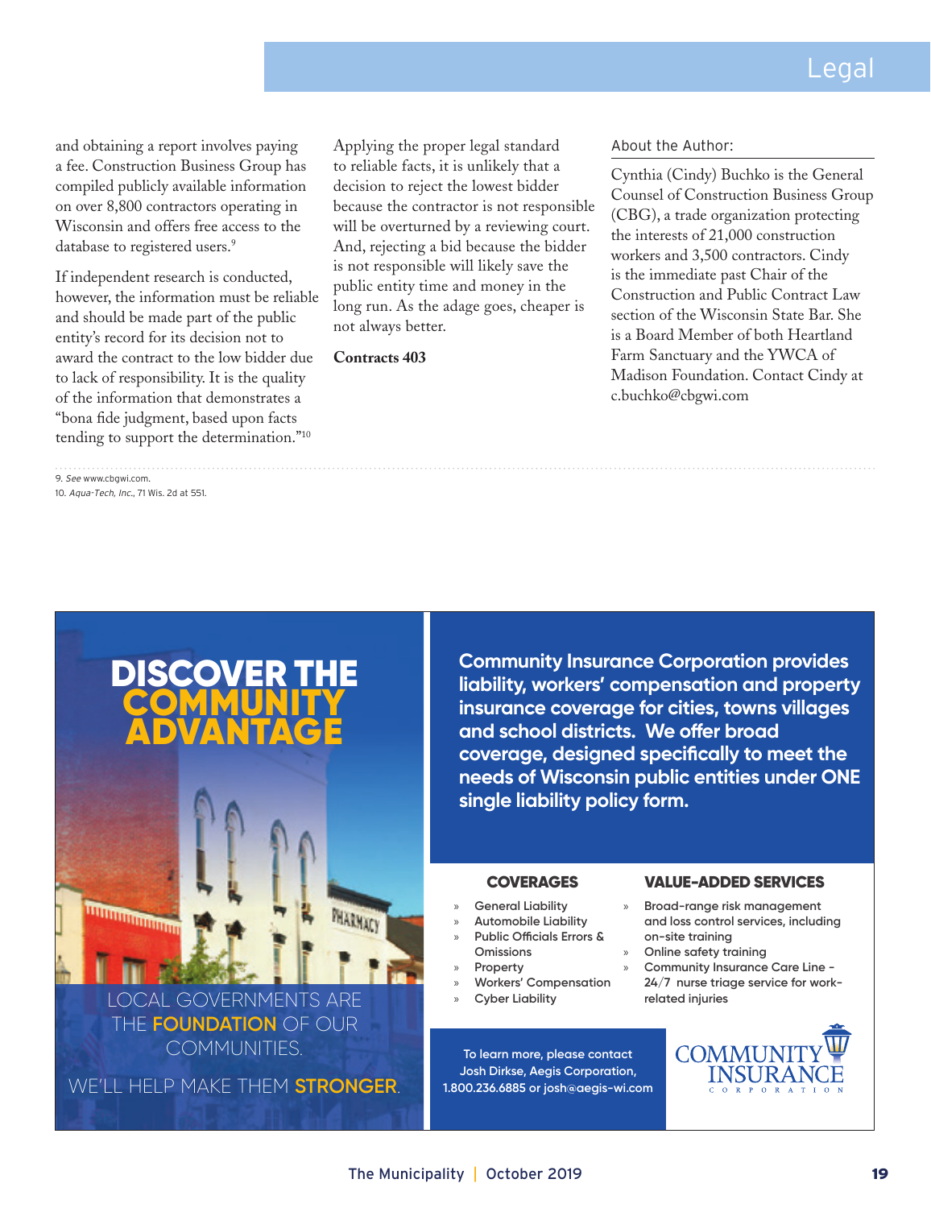and obtaining a report involves paying a fee. Construction Business Group has compiled publicly available information on over 8,800 contractors operating in Wisconsin and offers free access to the database to registered users.[9]

If independent research is conducted, however, the information must be reliable and should be made part of the public entity's record for its decision not to award the contract to the low bidder due to lack of responsibility. It is the quality of the information that demonstrates a "bona fide judgment, based upon facts tending to support the determination."[10]

Applying the proper legal standard to reliable facts, it is unlikely that a decision to reject the lowest bidder because the contractor is not responsible will be overturned by a reviewing court. And, rejecting a bid because the bidder is not responsible will likely save the public entity time and money in the long run. As the adage goes, cheaper is not always better.

**Contracts 403**

About the Author:

Cynthia (Cindy) Buchko is the General Counsel of Construction Business Group (CBG), a trade organization protecting the interests of 21,000 construction workers and 3,500 contractors. Cindy is the immediate past Chair of the Construction and Public Contract Law section of the Wisconsin State Bar. She is a Board Member of both Heartland Farm Sanctuary and the YWCA of Madison Foundation. Contact Cindy at c.buchko@cbgwi.com

9. *See* www.cbgwi.com.
10. *Aqua-Tech, Inc.*, 71 Wis. 2d at 551.

# DISCOVER THE COMMUNITY ADVANTAGE

LOCAL GOVERNMENTS ARE THE **FOUNDATION** OF OUR COMMUNITIES.

WE'LL HELP MAKE THEM **STRONGER**.

**Community Insurance Corporation provides liability, workers' compensation and property insurance coverage for cities, towns villages and school districts. We offer broad coverage, designed specifically to meet the needs of Wisconsin public entities under ONE single liability policy form.**

**COVERAGES**

- General Liability
- Automobile Liability
- Public Officials Errors & Omissions
- Property
- Workers' Compensation
- Cyber Liability

**VALUE-ADDED SERVICES**

- Broad-range risk management and loss control services, including on-site training
- Online safety training
- Community Insurance Care Line - 24/7 nurse triage service for work-related injuries

To learn more, please contact Josh Dirkse, Aegis Corporation, 1.800.236.6885 or josh@aegis-wi.com

COMMUNITY INSURANCE CORPORATION